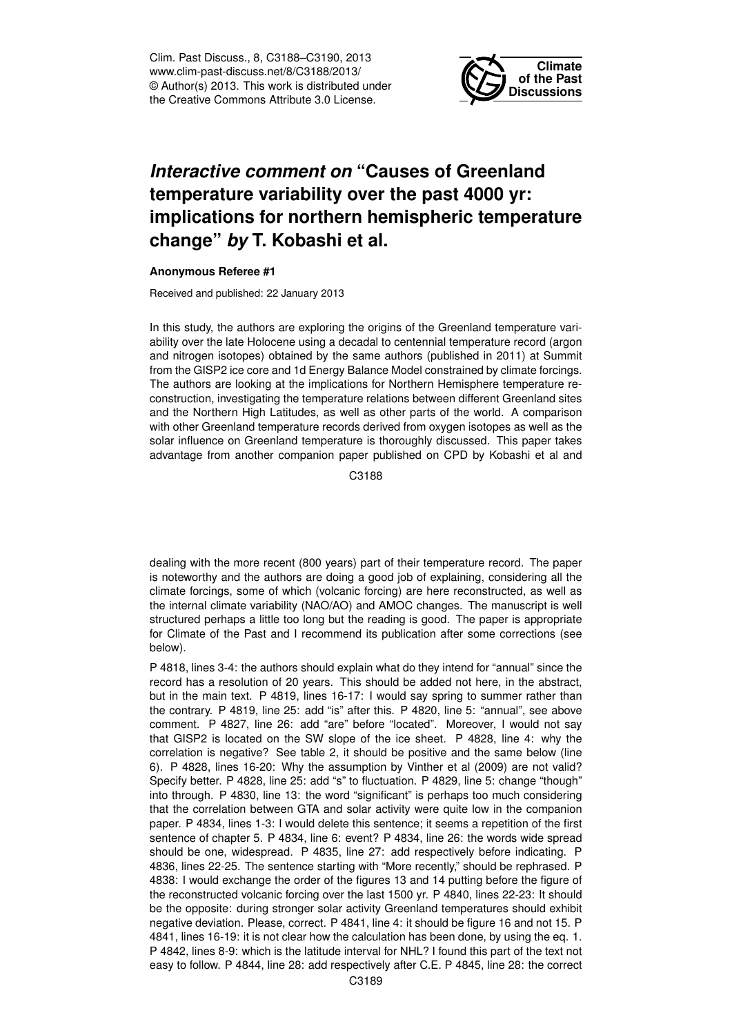Clim. Past Discuss., 8, C3188–C3190, 2013
www.clim-past-discuss.net/8/C3188/2013/
© Author(s) 2013. This work is distributed under the Creative Commons Attribute 3.0 License.

# *Interactive comment on* "Causes of Greenland temperature variability over the past 4000 yr: implications for northern hemispheric temperature change" *by* T. Kobashi et al.

**Anonymous Referee #1**

Received and published: 22 January 2013

In this study, the authors are exploring the origins of the Greenland temperature variability over the late Holocene using a decadal to centennial temperature record (argon and nitrogen isotopes) obtained by the same authors (published in 2011) at Summit from the GISP2 ice core and 1d Energy Balance Model constrained by climate forcings. The authors are looking at the implications for Northern Hemisphere temperature reconstruction, investigating the temperature relations between different Greenland sites and the Northern High Latitudes, as well as other parts of the world. A comparison with other Greenland temperature records derived from oxygen isotopes as well as the solar influence on Greenland temperature is thoroughly discussed. This paper takes advantage from another companion paper published on CPD by Kobashi et al and dealing with the more recent (800 years) part of their temperature record. The paper is noteworthy and the authors are doing a good job of explaining, considering all the climate forcings, some of which (volcanic forcing) are here reconstructed, as well as the internal climate variability (NAO/AO) and AMOC changes. The manuscript is well structured perhaps a little too long but the reading is good. The paper is appropriate for Climate of the Past and I recommend its publication after some corrections (see below).

P 4818, lines 3-4: the authors should explain what do they intend for "annual" since the record has a resolution of 20 years. This should be added not here, in the abstract, but in the main text. P 4819, lines 16-17: I would say spring to summer rather than the contrary. P 4819, line 25: add "is" after this. P 4820, line 5: "annual", see above comment. P 4827, line 26: add "are" before "located". Moreover, I would not say that GISP2 is located on the SW slope of the ice sheet. P 4828, line 4: why the correlation is negative? See table 2, it should be positive and the same below (line 6). P 4828, lines 16-20: Why the assumption by Vinther et al (2009) are not valid? Specify better. P 4828, line 25: add "s" to fluctuation. P 4829, line 5: change "though" into through. P 4830, line 13: the word "significant" is perhaps too much considering that the correlation between GTA and solar activity were quite low in the companion paper. P 4834, lines 1-3: I would delete this sentence; it seems a repetition of the first sentence of chapter 5. P 4834, line 6: event? P 4834, line 26: the words wide spread should be one, widespread. P 4835, line 27: add respectively before indicating. P 4836, lines 22-25. The sentence starting with "More recently," should be rephrased. P 4838: I would exchange the order of the figures 13 and 14 putting before the figure of the reconstructed volcanic forcing over the last 1500 yr. P 4840, lines 22-23: It should be the opposite: during stronger solar activity Greenland temperatures should exhibit negative deviation. Please, correct. P 4841, line 4: it should be figure 16 and not 15. P 4841, lines 16-19: it is not clear how the calculation has been done, by using the eq. 1. P 4842, lines 8-9: which is the latitude interval for NHL? I found this part of the text not easy to follow. P 4844, line 28: add respectively after C.E. P 4845, line 28: the correct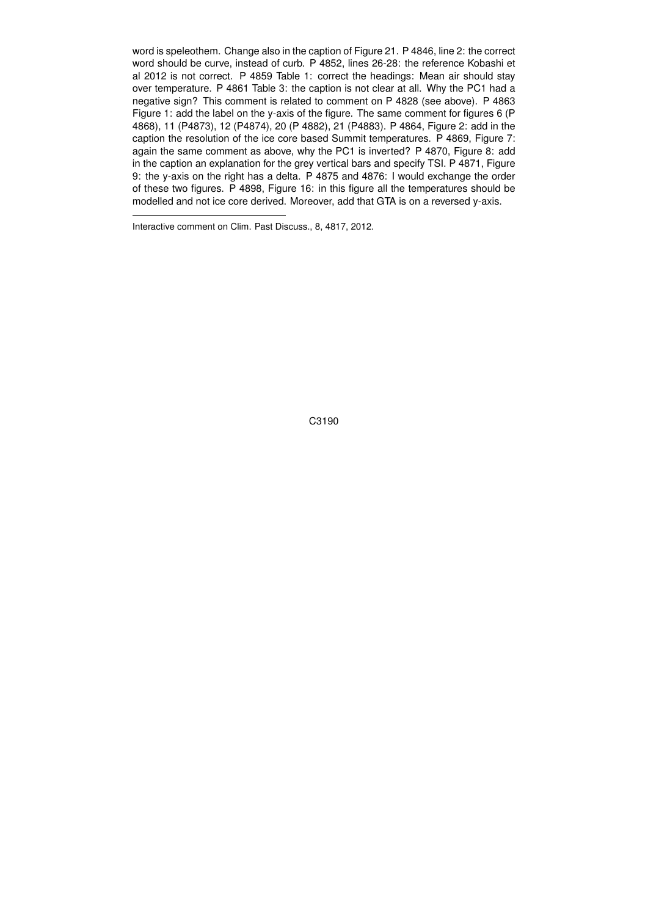word is speleothem. Change also in the caption of Figure 21. P 4846, line 2: the correct word should be curve, instead of curb. P 4852, lines 26-28: the reference Kobashi et al 2012 is not correct. P 4859 Table 1: correct the headings: Mean air should stay over temperature. P 4861 Table 3: the caption is not clear at all. Why the PC1 had a negative sign? This comment is related to comment on P 4828 (see above). P 4863 Figure 1: add the label on the y-axis of the figure. The same comment for figures 6 (P 4868), 11 (P4873), 12 (P4874), 20 (P 4882), 21 (P4883). P 4864, Figure 2: add in the caption the resolution of the ice core based Summit temperatures. P 4869, Figure 7: again the same comment as above, why the PC1 is inverted? P 4870, Figure 8: add in the caption an explanation for the grey vertical bars and specify TSI. P 4871, Figure 9: the y-axis on the right has a delta. P 4875 and 4876: I would exchange the order of these two figures. P 4898, Figure 16: in this figure all the temperatures should be modelled and not ice core derived. Moreover, add that GTA is on a reversed y-axis.

---

Interactive comment on Clim. Past Discuss., 8, 4817, 2012.